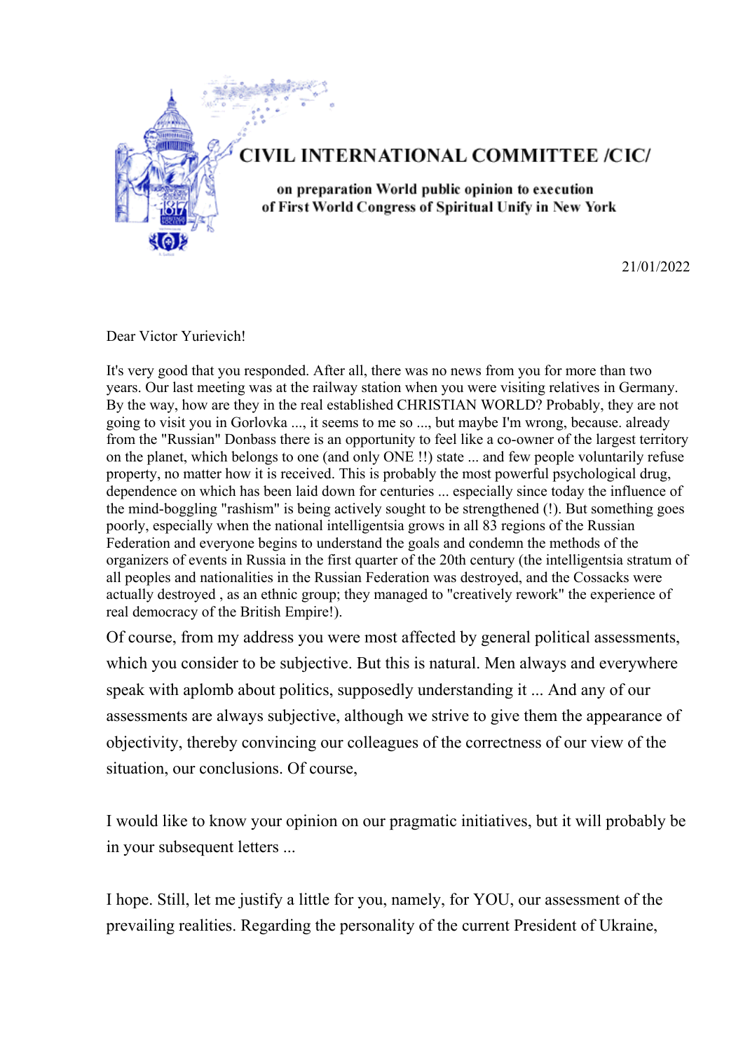# CIVIL INTERNATIONAL COMMITTEE /CIC/

**on preparation World public opinion to execution of First World Congress of Spiritual Unify in New York**

21/01/2022

Dear Victor Yurievich!

It's very good that you responded. After all, there was no news from you for more than two years. Our last meeting was at the railway station when you were visiting relatives in Germany. By the way, how are they in the real established CHRISTIAN WORLD? Probably, they are not going to visit you in Gorlovka ..., it seems to me so ..., but maybe I'm wrong, because. already from the "Russian" Donbass there is an opportunity to feel like a co-owner of the largest territory on the planet, which belongs to one (and only ONE !!) state ... and few people voluntarily refuse property, no matter how it is received. This is probably the most powerful psychological drug, dependence on which has been laid down for centuries ... especially since today the influence of the mind-boggling "rashism" is being actively sought to be strengthened (!). But something goes poorly, especially when the national intelligentsia grows in all 83 regions of the Russian Federation and everyone begins to understand the goals and condemn the methods of the organizers of events in Russia in the first quarter of the 20th century (the intelligentsia stratum of all peoples and nationalities in the Russian Federation was destroyed, and the Cossacks were actually destroyed , as an ethnic group; they managed to "creatively rework" the experience of real democracy of the British Empire!).

Of course, from my address you were most affected by general political assessments, which you consider to be subjective. But this is natural. Men always and everywhere speak with aplomb about politics, supposedly understanding it ... And any of our assessments are always subjective, although we strive to give them the appearance of objectivity, thereby convincing our colleagues of the correctness of our view of the situation, our conclusions. Of course,

I would like to know your opinion on our pragmatic initiatives, but it will probably be in your subsequent letters ...

I hope. Still, let me justify a little for you, namely, for YOU, our assessment of the prevailing realities. Regarding the personality of the current President of Ukraine,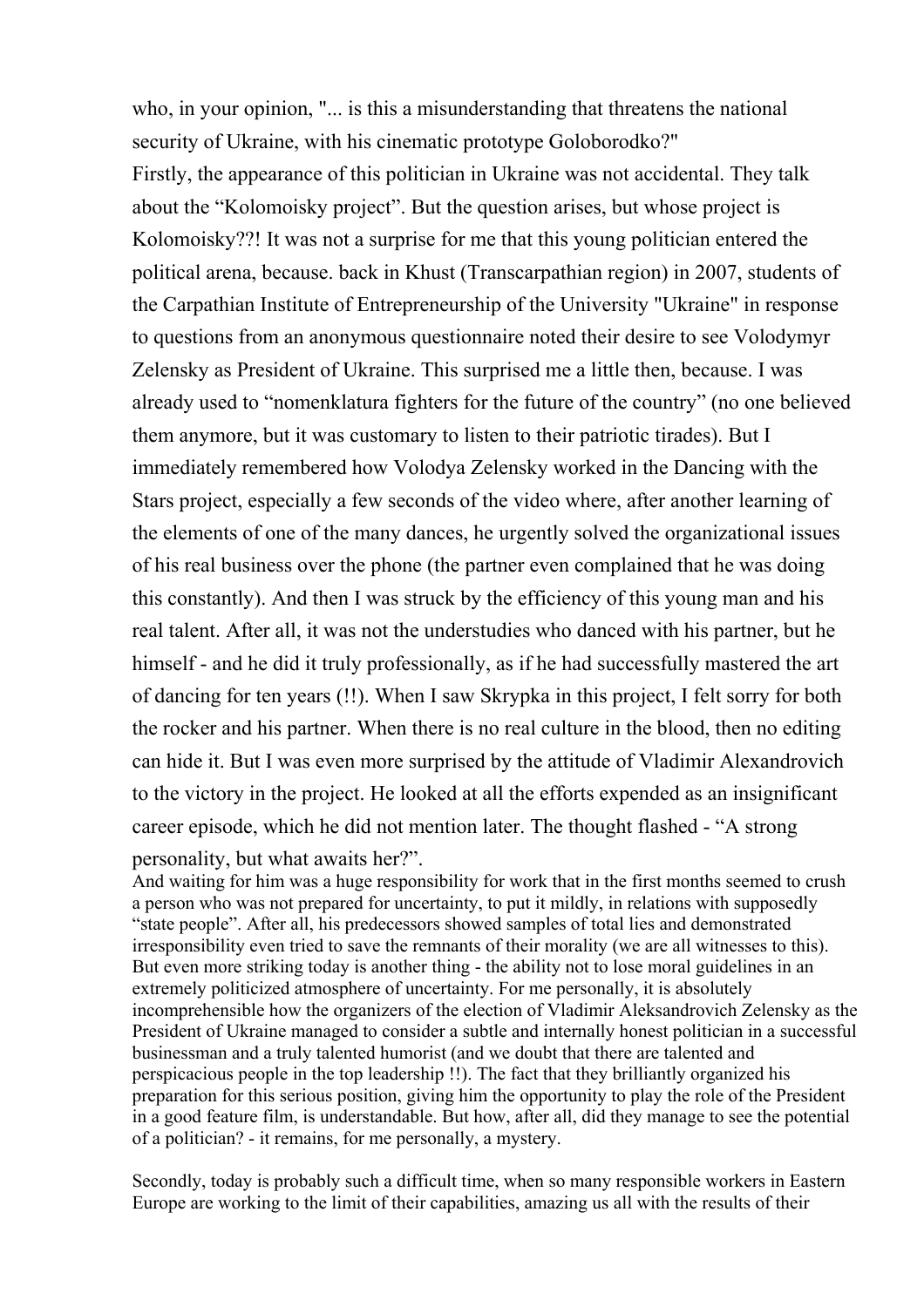who, in your opinion, "... is this a misunderstanding that threatens the national security of Ukraine, with his cinematic prototype Goloborodko?"

Firstly, the appearance of this politician in Ukraine was not accidental. They talk about the "Kolomoisky project". But the question arises, but whose project is Kolomoisky??! It was not a surprise for me that this young politician entered the political arena, because. back in Khust (Transcarpathian region) in 2007, students of the Carpathian Institute of Entrepreneurship of the University "Ukraine" in response to questions from an anonymous questionnaire noted their desire to see Volodymyr Zelensky as President of Ukraine. This surprised me a little then, because. I was already used to "nomenklatura fighters for the future of the country" (no one believed them anymore, but it was customary to listen to their patriotic tirades). But I immediately remembered how Volodya Zelensky worked in the Dancing with the Stars project, especially a few seconds of the video where, after another learning of the elements of one of the many dances, he urgently solved the organizational issues of his real business over the phone (the partner even complained that he was doing this constantly). And then I was struck by the efficiency of this young man and his real talent. After all, it was not the understudies who danced with his partner, but he himself - and he did it truly professionally, as if he had successfully mastered the art of dancing for ten years (!!). When I saw Skrypka in this project, I felt sorry for both the rocker and his partner. When there is no real culture in the blood, then no editing can hide it. But I was even more surprised by the attitude of Vladimir Alexandrovich to the victory in the project. He looked at all the efforts expended as an insignificant career episode, which he did not mention later. The thought flashed - "A strong personality, but what awaits her?".

And waiting for him was a huge responsibility for work that in the first months seemed to crush a person who was not prepared for uncertainty, to put it mildly, in relations with supposedly "state people". After all, his predecessors showed samples of total lies and demonstrated irresponsibility even tried to save the remnants of their morality (we are all witnesses to this). But even more striking today is another thing - the ability not to lose moral guidelines in an extremely politicized atmosphere of uncertainty. For me personally, it is absolutely incomprehensible how the organizers of the election of Vladimir Aleksandrovich Zelensky as the President of Ukraine managed to consider a subtle and internally honest politician in a successful businessman and a truly talented humorist (and we doubt that there are talented and perspicacious people in the top leadership !!). The fact that they brilliantly organized his preparation for this serious position, giving him the opportunity to play the role of the President in a good feature film, is understandable. But how, after all, did they manage to see the potential of a politician? - it remains, for me personally, a mystery.

Secondly, today is probably such a difficult time, when so many responsible workers in Eastern Europe are working to the limit of their capabilities, amazing us all with the results of their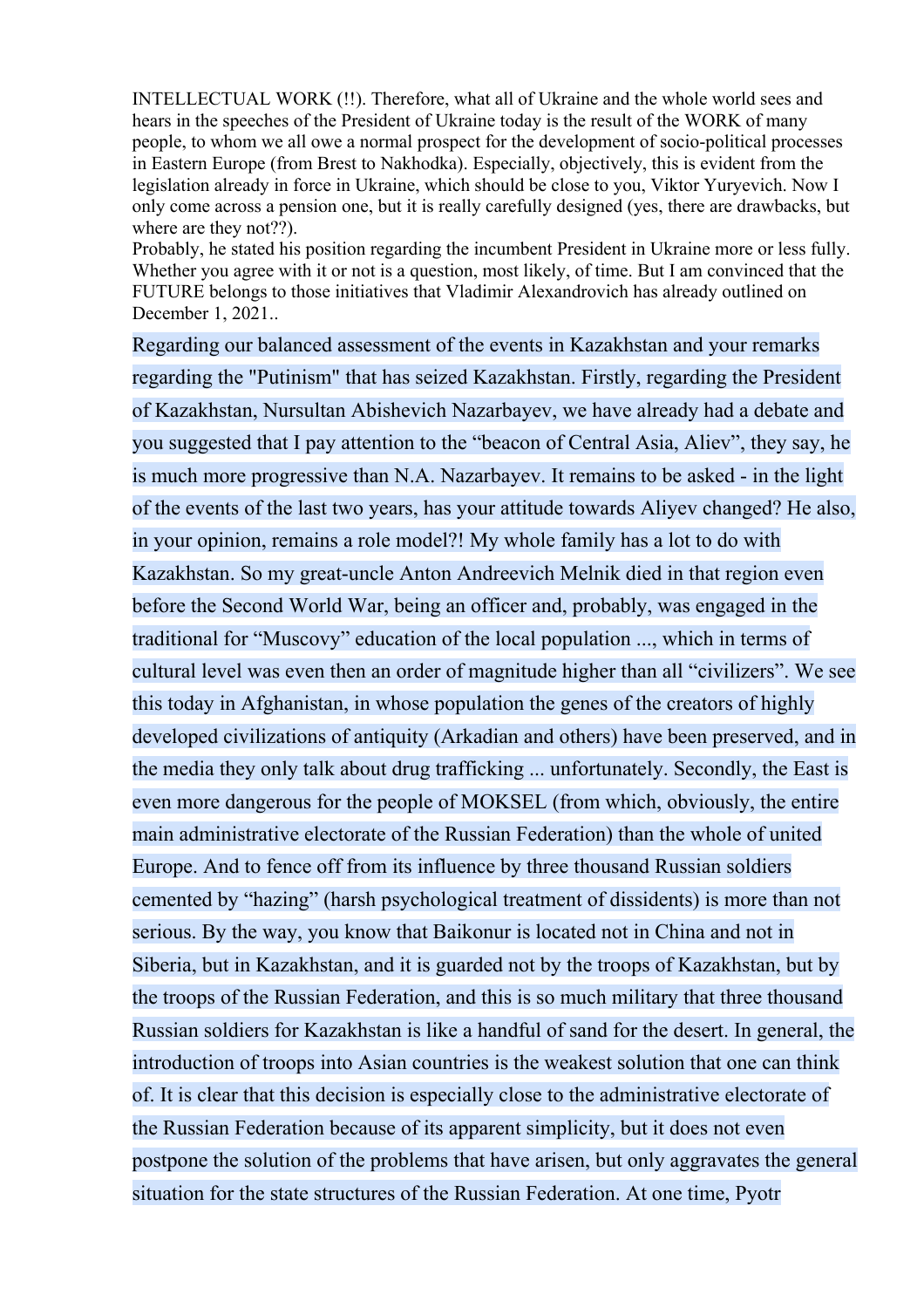INTELLECTUAL WORK (!!). Therefore, what all of Ukraine and the whole world sees and hears in the speeches of the President of Ukraine today is the result of the WORK of many people, to whom we all owe a normal prospect for the development of socio-political processes in Eastern Europe (from Brest to Nakhodka). Especially, objectively, this is evident from the legislation already in force in Ukraine, which should be close to you, Viktor Yuryevich. Now I only come across a pension one, but it is really carefully designed (yes, there are drawbacks, but where are they not??).

Probably, he stated his position regarding the incumbent President in Ukraine more or less fully. Whether you agree with it or not is a question, most likely, of time. But I am convinced that the FUTURE belongs to those initiatives that Vladimir Alexandrovich has already outlined on December 1, 2021..

Regarding our balanced assessment of the events in Kazakhstan and your remarks regarding the "Putinism" that has seized Kazakhstan. Firstly, regarding the President of Kazakhstan, Nursultan Abishevich Nazarbayev, we have already had a debate and you suggested that I pay attention to the “beacon of Central Asia, Aliev”, they say, he is much more progressive than N.A. Nazarbayev. It remains to be asked - in the light of the events of the last two years, has your attitude towards Aliyev changed? He also, in your opinion, remains a role model?! My whole family has a lot to do with Kazakhstan. So my great-uncle Anton Andreevich Melnik died in that region even before the Second World War, being an officer and, probably, was engaged in the traditional for “Muscovy” education of the local population ..., which in terms of cultural level was even then an order of magnitude higher than all “civilizers”. We see this today in Afghanistan, in whose population the genes of the creators of highly developed civilizations of antiquity (Arkadian and others) have been preserved, and in the media they only talk about drug trafficking ... unfortunately. Secondly, the East is even more dangerous for the people of MOKSEL (from which, obviously, the entire main administrative electorate of the Russian Federation) than the whole of united Europe. And to fence off from its influence by three thousand Russian soldiers cemented by “hazing” (harsh psychological treatment of dissidents) is more than not serious. By the way, you know that Baikonur is located not in China and not in Siberia, but in Kazakhstan, and it is guarded not by the troops of Kazakhstan, but by the troops of the Russian Federation, and this is so much military that three thousand Russian soldiers for Kazakhstan is like a handful of sand for the desert. In general, the introduction of troops into Asian countries is the weakest solution that one can think of. It is clear that this decision is especially close to the administrative electorate of the Russian Federation because of its apparent simplicity, but it does not even postpone the solution of the problems that have arisen, but only aggravates the general situation for the state structures of the Russian Federation. At one time, Pyotr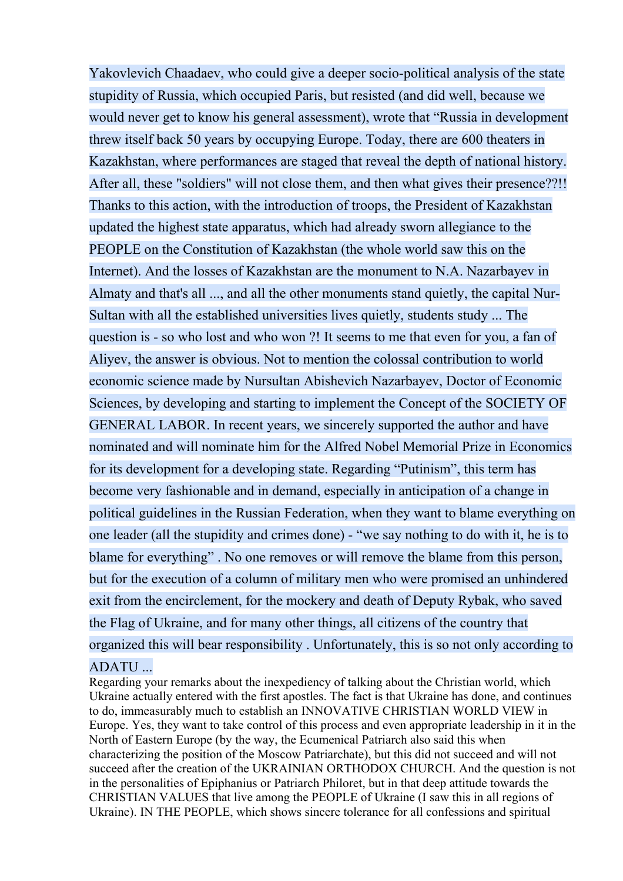Yakovlevich Chaadaev, who could give a deeper socio-political analysis of the state stupidity of Russia, which occupied Paris, but resisted (and did well, because we would never get to know his general assessment), wrote that "Russia in development threw itself back 50 years by occupying Europe. Today, there are 600 theaters in Kazakhstan, where performances are staged that reveal the depth of national history. After all, these "soldiers" will not close them, and then what gives their presence??!! Thanks to this action, with the introduction of troops, the President of Kazakhstan updated the highest state apparatus, which had already sworn allegiance to the PEOPLE on the Constitution of Kazakhstan (the whole world saw this on the Internet). And the losses of Kazakhstan are the monument to N.A. Nazarbayev in Almaty and that's all ..., and all the other monuments stand quietly, the capital Nur-Sultan with all the established universities lives quietly, students study ... The question is - so who lost and who won ?! It seems to me that even for you, a fan of Aliyev, the answer is obvious. Not to mention the colossal contribution to world economic science made by Nursultan Abishevich Nazarbayev, Doctor of Economic Sciences, by developing and starting to implement the Concept of the SOCIETY OF GENERAL LABOR. In recent years, we sincerely supported the author and have nominated and will nominate him for the Alfred Nobel Memorial Prize in Economics for its development for a developing state. Regarding "Putinism", this term has become very fashionable and in demand, especially in anticipation of a change in political guidelines in the Russian Federation, when they want to blame everything on one leader (all the stupidity and crimes done) - "we say nothing to do with it, he is to blame for everything" . No one removes or will remove the blame from this person, but for the execution of a column of military men who were promised an unhindered exit from the encirclement, for the mockery and death of Deputy Rybak, who saved the Flag of Ukraine, and for many other things, all citizens of the country that organized this will bear responsibility . Unfortunately, this is so not only according to ADATU ...

Regarding your remarks about the inexpediency of talking about the Christian world, which Ukraine actually entered with the first apostles. The fact is that Ukraine has done, and continues to do, immeasurably much to establish an INNOVATIVE CHRISTIAN WORLD VIEW in Europe. Yes, they want to take control of this process and even appropriate leadership in it in the North of Eastern Europe (by the way, the Ecumenical Patriarch also said this when characterizing the position of the Moscow Patriarchate), but this did not succeed and will not succeed after the creation of the UKRAINIAN ORTHODOX CHURCH. And the question is not in the personalities of Epiphanius or Patriarch Philoret, but in that deep attitude towards the CHRISTIAN VALUES that live among the PEOPLE of Ukraine (I saw this in all regions of Ukraine). IN THE PEOPLE, which shows sincere tolerance for all confessions and spiritual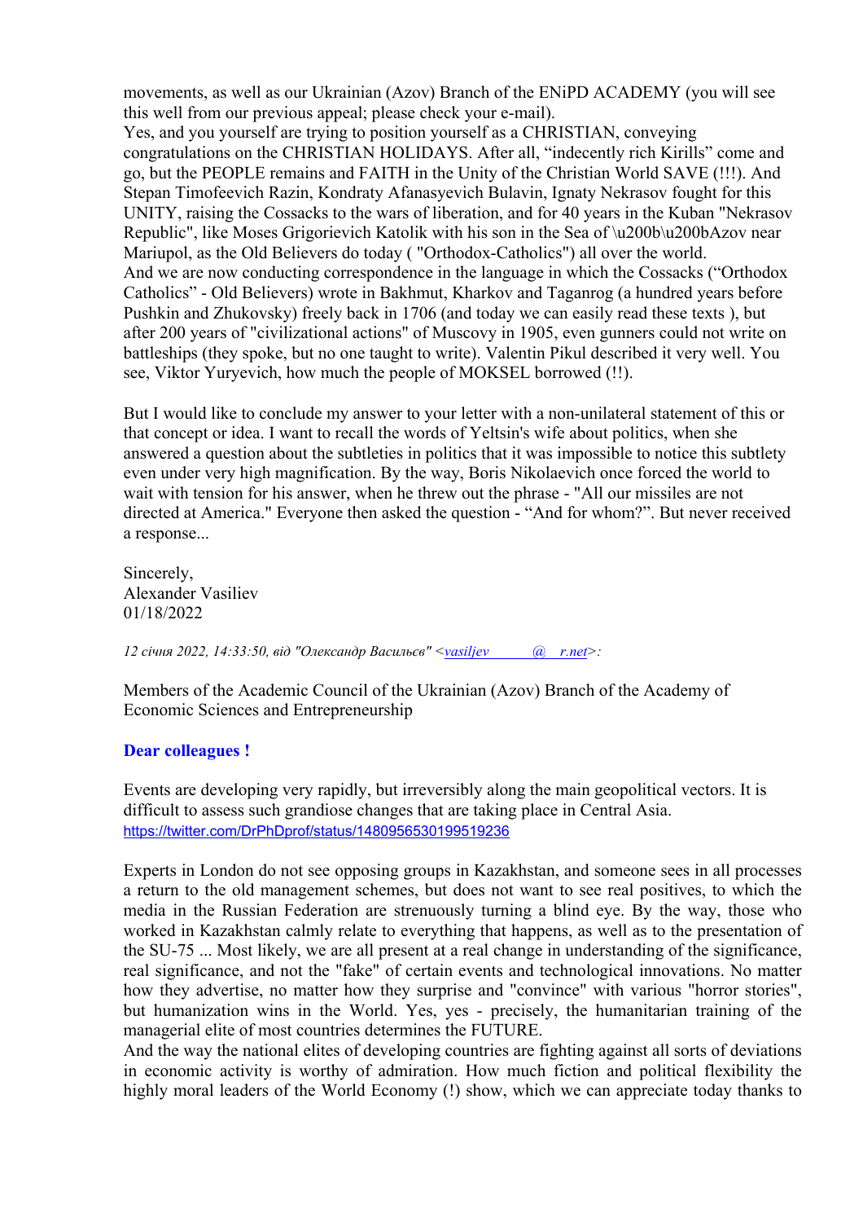movements, as well as our Ukrainian (Azov) Branch of the ENiPD ACADEMY (you will see this well from our previous appeal; please check your e-mail).
Yes, and you yourself are trying to position yourself as a CHRISTIAN, conveying congratulations on the CHRISTIAN HOLIDAYS. After all, "indecently rich Kirills" come and go, but the PEOPLE remains and FAITH in the Unity of the Christian World SAVE (!!!). And Stepan Timofeevich Razin, Kondraty Afanasyevich Bulavin, Ignaty Nekrasov fought for this UNITY, raising the Cossacks to the wars of liberation, and for 40 years in the Kuban "Nekrasov Republic", like Moses Grigorievich Katolik with his son in the Sea of \u200b\u200bAzov near Mariupol, as the Old Believers do today ( "Orthodox-Catholics") all over the world.
And we are now conducting correspondence in the language in which the Cossacks ("Orthodox Catholics" - Old Believers) wrote in Bakhmut, Kharkov and Taganrog (a hundred years before Pushkin and Zhukovsky) freely back in 1706 (and today we can easily read these texts ), but after 200 years of "civilizational actions" of Muscovy in 1905, even gunners could not write on battleships (they spoke, but no one taught to write). Valentin Pikul described it very well. You see, Viktor Yuryevich, how much the people of MOKSEL borrowed (!!).

But I would like to conclude my answer to your letter with a non-unilateral statement of this or that concept or idea. I want to recall the words of Yeltsin's wife about politics, when she answered a question about the subtleties in politics that it was impossible to notice this subtlety even under very high magnification. By the way, Boris Nikolaevich once forced the world to wait with tension for his answer, when he threw out the phrase - "All our missiles are not directed at America." Everyone then asked the question - "And for whom?". But never received a response...

Sincerely,
Alexander Vasiliev
01/18/2022

*12 січня 2022, 14:33:50, від "Олександр Васильєв" <vasiljev @ r.net>:*

Members of the Academic Council of the Ukrainian (Azov) Branch of the Academy of Economic Sciences and Entrepreneurship

**Dear colleagues !**

Events are developing very rapidly, but irreversibly along the main geopolitical vectors. It is difficult to assess such grandiose changes that are taking place in Central Asia.
https://twitter.com/DrPhDprof/status/1480956530199519236

Experts in London do not see opposing groups in Kazakhstan, and someone sees in all processes a return to the old management schemes, but does not want to see real positives, to which the media in the Russian Federation are strenuously turning a blind eye. By the way, those who worked in Kazakhstan calmly relate to everything that happens, as well as to the presentation of the SU-75 ... Most likely, we are all present at a real change in understanding of the significance, real significance, and not the "fake" of certain events and technological innovations. No matter how they advertise, no matter how they surprise and "convince" with various "horror stories", but humanization wins in the World. Yes, yes - precisely, the humanitarian training of the managerial elite of most countries determines the FUTURE.
And the way the national elites of developing countries are fighting against all sorts of deviations in economic activity is worthy of admiration. How much fiction and political flexibility the highly moral leaders of the World Economy (!) show, which we can appreciate today thanks to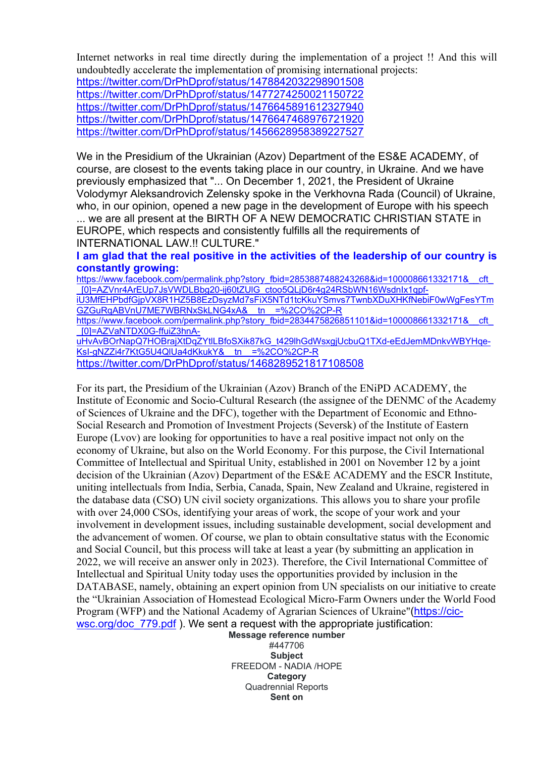Internet networks in real time directly during the implementation of a project !! And this will undoubtedly accelerate the implementation of promising international projects:
https://twitter.com/DrPhDprof/status/1478842032298901508
https://twitter.com/DrPhDprof/status/1477274250021150722
https://twitter.com/DrPhDprof/status/1476645891612327940
https://twitter.com/DrPhDprof/status/1476647468976721920
https://twitter.com/DrPhDprof/status/1456628958389227527

We in the Presidium of the Ukrainian (Azov) Department of the ES&E ACADEMY, of course, are closest to the events taking place in our country, in Ukraine. And we have previously emphasized that "... On December 1, 2021, the President of Ukraine Volodymyr Aleksandrovich Zelensky spoke in the Verkhovna Rada (Council) of Ukraine, who, in our opinion, opened a new page in the development of Europe with his speech ... we are all present at the BIRTH OF A NEW DEMOCRATIC CHRISTIAN STATE in EUROPE, which respects and consistently fulfills all the requirements of INTERNATIONAL LAW.!! CULTURE."

**I am glad that the real positive in the activities of the leadership of our country is constantly growing:**
https://www.facebook.com/permalink.php?story_fbid=2853887488243268&id=100008661332171&__cft__[0]=AZVnr4ArEUp7JsVWDLBbg20-ij60tZUlG_ctoo5QLjD6r4g24RSbWN16WsdnIx1qpf-iU3MfEHPbdfGjpVX8R1HZ5B8EzDsyzMd7sFiX5NTd1tcKkuYSmvs7TwnbXDuXHKfNebiF0wWgFesYTmGZGuRqABVnU7ME7WBRNxSkLNG4xA&__tn__=%2CO%2CP-R
https://www.facebook.com/permalink.php?story_fbid=2834475826851101&id=100008661332171&__cft__[0]=AZVaNTDX0G-ffuiZ3hnA-uHvAvBOrNapQ7HOBrajXtDqZYtlLBfoSXik87kG_t429lhGdWsxgjUcbuQ1TXd-eEdJemMDnkvWBYHqe-KsI-gNZZi4r7KtG5U4QlUa4dKkukY&__tn__=%2CO%2CP-R
https://twitter.com/DrPhDprof/status/1468289521817108508

For its part, the Presidium of the Ukrainian (Azov) Branch of the ENiPD ACADEMY, the Institute of Economic and Socio-Cultural Research (the assignee of the DENMC of the Academy of Sciences of Ukraine and the DFC), together with the Department of Economic and Ethno-Social Research and Promotion of Investment Projects (Seversk) of the Institute of Eastern Europe (Lvov) are looking for opportunities to have a real positive impact not only on the economy of Ukraine, but also on the World Economy. For this purpose, the Civil International Committee of Intellectual and Spiritual Unity, established in 2001 on November 12 by a joint decision of the Ukrainian (Azov) Department of the ES&E ACADEMY and the ESCR Institute, uniting intellectuals from India, Serbia, Canada, Spain, New Zealand and Ukraine, registered in the database data (CSO) UN civil society organizations. This allows you to share your profile with over 24,000 CSOs, identifying your areas of work, the scope of your work and your involvement in development issues, including sustainable development, social development and the advancement of women. Of course, we plan to obtain consultative status with the Economic and Social Council, but this process will take at least a year (by submitting an application in 2022, we will receive an answer only in 2023). Therefore, the Civil International Committee of Intellectual and Spiritual Unity today uses the opportunities provided by inclusion in the DATABASE, namely, obtaining an expert opinion from UN specialists on our initiative to create the "Ukrainian Association of Homestead Ecological Micro-Farm Owners under the World Food Program (WFP) and the National Academy of Agrarian Sciences of Ukraine"(https://cic-wsc.org/doc_779.pdf ). We sent a request with the appropriate justification:

**Message reference number**
#447706
**Subject**
FREEDOM - NADIA /HOPE
**Category**
Quadrennial Reports
**Sent on**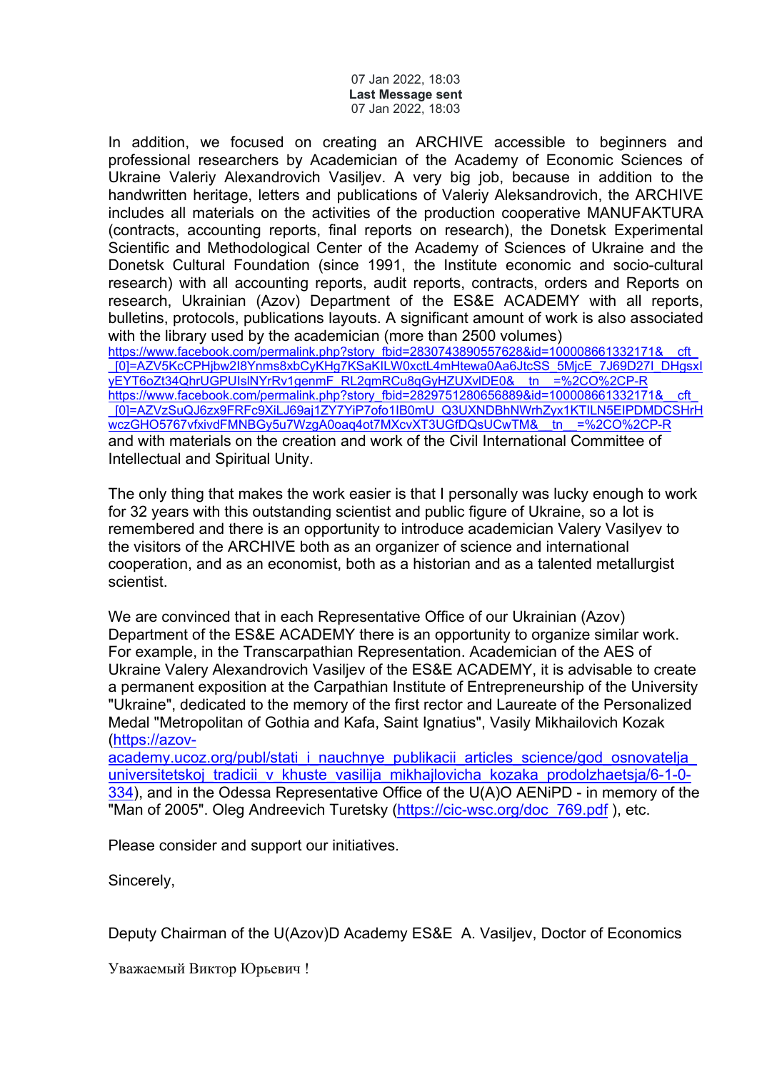07 Jan 2022, 18:03
**Last Message sent**
07 Jan 2022, 18:03

In addition, we focused on creating an ARCHIVE accessible to beginners and professional researchers by Academician of the Academy of Economic Sciences of Ukraine Valeriy Alexandrovich Vasiljev. A very big job, because in addition to the handwritten heritage, letters and publications of Valeriy Aleksandrovich, the ARCHIVE includes all materials on the activities of the production cooperative MANUFAKTURA (contracts, accounting reports, final reports on research), the Donetsk Experimental Scientific and Methodological Center of the Academy of Sciences of Ukraine and the Donetsk Cultural Foundation (since 1991, the Institute economic and socio-cultural research) with all accounting reports, audit reports, contracts, orders and Reports on research, Ukrainian (Azov) Department of the ES&E ACADEMY with all reports, bulletins, protocols, publications layouts. A significant amount of work is also associated with the library used by the academician (more than 2500 volumes)
https://www.facebook.com/permalink.php?story_fbid=2830743890557628&id=100008661332171&__cft__[0]=AZV5KcCPHjbw2I8Ynms8xbCyKHg7KSaKILW0xctL4mHtewa0Aa6JtcSS_5MjcE_7J69D27I_DHgsxIyEYT6oZt34QhrUGPUIslNYrRv1genmF_RL2qmRCu8qGyHZUXvlDE0&__tn__=%2CO%2CP-R
https://www.facebook.com/permalink.php?story_fbid=2829751280656889&id=100008661332171&__cft__[0]=AZVzSuQJ6zx9FRFc9XiLJ69aj1ZY7YiP7ofo1IB0mU_Q3UXNDBhNWrhZyx1KTILN5EIPDMDCSHrHwczGHO5767vfxivdFMNBGy5u7WzgA0oaq4ot7MXcvXT3UGfDQsUCwTM&__tn__=%2CO%2CP-R
and with materials on the creation and work of the Civil International Committee of Intellectual and Spiritual Unity.

The only thing that makes the work easier is that I personally was lucky enough to work for 32 years with this outstanding scientist and public figure of Ukraine, so a lot is remembered and there is an opportunity to introduce academician Valery Vasilyev to the visitors of the ARCHIVE both as an organizer of science and international cooperation, and as an economist, both as a historian and as a talented metallurgist scientist.

We are convinced that in each Representative Office of our Ukrainian (Azov) Department of the ES&E ACADEMY there is an opportunity to organize similar work. For example, in the Transcarpathian Representation. Academician of the AES of Ukraine Valery Alexandrovich Vasiljev of the ES&E ACADEMY, it is advisable to create a permanent exposition at the Carpathian Institute of Entrepreneurship of the University "Ukraine", dedicated to the memory of the first rector and Laureate of the Personalized Medal "Metropolitan of Gothia and Kafa, Saint Ignatius", Vasily Mikhailovich Kozak (https://azov-academy.ucoz.org/publ/stati_i_nauchnye_publikacii_articles_science/god_osnovatelja_universitetskoj_tradicii_v_khuste_vasilija_mikhajlovicha_kozaka_prodolzhaetsja/6-1-0-334), and in the Odessa Representative Office of the U(A)O AENiPD - in memory of the "Man of 2005". Oleg Andreevich Turetsky (https://cic-wsc.org/doc_769.pdf ), etc.

Please consider and support our initiatives.

Sincerely,

Deputy Chairman of the U(Azov)D Academy ES&E A. Vasiljev, Doctor of Economics

Уважаемый Виктор Юрьевич !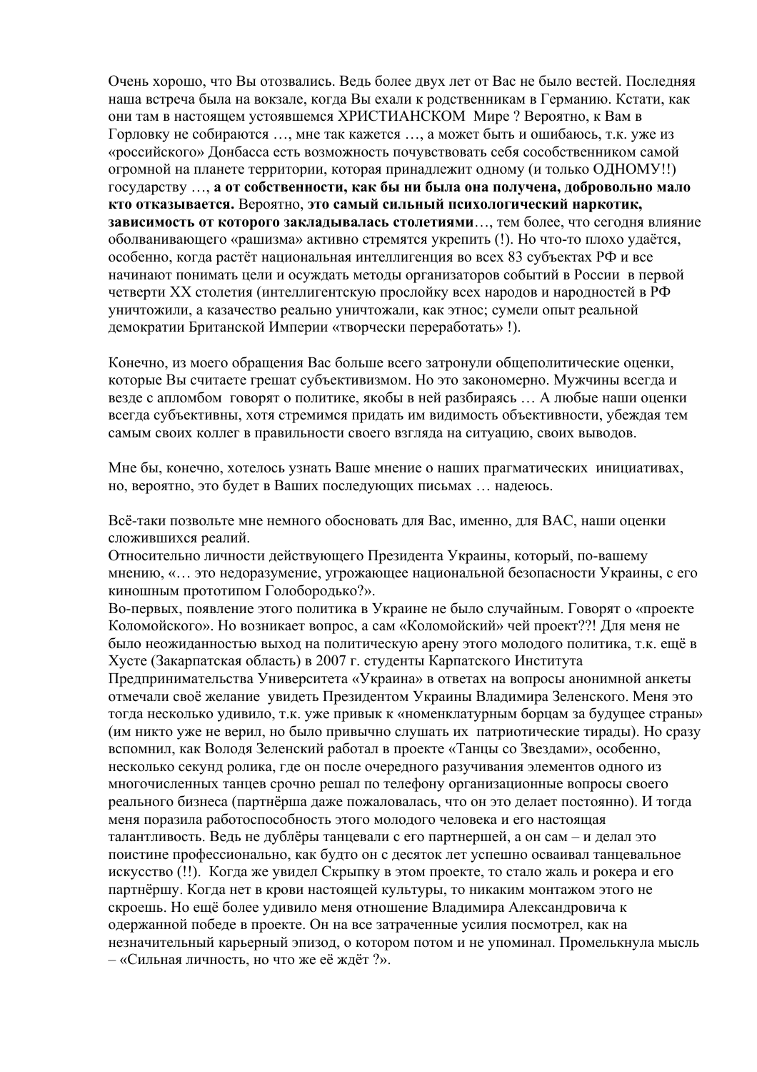Очень хорошо, что Вы отозвались. Ведь более двух лет от Вас не было вестей. Последняя наша встреча была на вокзале, когда Вы ехали к родственникам в Германию. Кстати, как они там в настоящем устоявшемся ХРИСТИАНСКОМ Мире ? Вероятно, к Вам в Горловку не собираются …, мне так кажется …, а может быть и ошибаюсь, т.к. уже из «российского» Донбасса есть возможность почувствовать себя сособственником самой огромной на планете территории, которая принадлежит одному (и только ОДНОМУ!!) государству …, **а от собственности, как бы ни была она получена, добровольно мало кто отказывается.** Вероятно, **это самый сильный психологический наркотик, зависимость от которого закладывалась столетиями**…, тем более, что сегодня влияние оболванивающего «рашизма» активно стремятся укрепить (!). Но что-то плохо удаётся, особенно, когда растёт национальная интеллигенция во всех 83 субъектах РФ и все начинают понимать цели и осуждать методы организаторов событий в России в первой четверти ХХ столетия (интеллигентскую прослойку всех народов и народностей в РФ уничтожили, а казачество реально уничтожали, как этнос; сумели опыт реальной демократии Британской Империи «творчески переработать» !).

Конечно, из моего обращения Вас больше всего затронули общеполитические оценки, которые Вы считаете грешат субъективизмом. Но это закономерно. Мужчины всегда и везде с апломбом говорят о политике, якобы в ней разбираясь … А любые наши оценки всегда субъективны, хотя стремимся придать им видимость объективности, убеждая тем самым своих коллег в правильности своего взгляда на ситуацию, своих выводов.

Мне бы, конечно, хотелось узнать Ваше мнение о наших прагматических инициативах, но, вероятно, это будет в Ваших последующих письмах … надеюсь.

Всё-таки позвольте мне немного обосновать для Вас, именно, для ВАС, наши оценки сложившихся реалий.
Относительно личности действующего Президента Украины, который, по-вашему мнению, «… это недоразумение, угрожающее национальной безопасности Украины, с его киношным прототипом Голобородько?».
Во-первых, появление этого политика в Украине не было случайным. Говорят о «проекте Коломойского». Но возникает вопрос, а сам «Коломойский» чей проект??! Для меня не было неожиданностью выход на политическую арену этого молодого политика, т.к. ещё в Хусте (Закарпатская область) в 2007 г. студенты Карпатского Института Предпринимательства Университета «Украина» в ответах на вопросы анонимной анкеты отмечали своё желание увидеть Президентом Украины Владимира Зеленского. Меня это тогда несколько удивило, т.к. уже привык к «номенклатурным борцам за будущее страны» (им никто уже не верил, но было привычно слушать их патриотические тирады). Но сразу вспомнил, как Володя Зеленский работал в проекте «Танцы со Звездами», особенно, несколько секунд ролика, где он после очередного разучивания элементов одного из многочисленных танцев срочно решал по телефону организационные вопросы своего реального бизнеса (партнёрша даже пожаловалась, что он это делает постоянно). И тогда меня поразила работоспособность этого молодого человека и его настоящая талантливость. Ведь не дублёры танцевали с его партнершей, а он сам – и делал это поистине профессионально, как будто он с десяток лет успешно осваивал танцевальное искусство (!!). Когда же увидел Скрыпку в этом проекте, то стало жаль и рокера и его партнёршу. Когда нет в крови настоящей культуры, то никаким монтажом этого не скроешь. Но ещё более удивило меня отношение Владимира Александровича к одержанной победе в проекте. Он на все затраченные усилия посмотрел, как на незначительный карьерный эпизод, о котором потом и не упоминал. Промелькнула мысль – «Сильная личность, но что же её ждёт ?».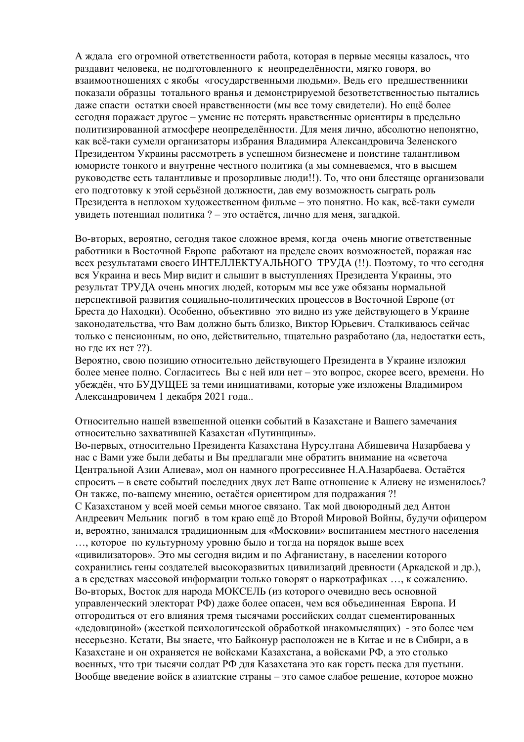А ждала его огромной ответственности работа, которая в первые месяцы казалось, что раздавит человека, не подготовленного к неопределённости, мягко говоря, во взаимоотношениях с якобы «государственными людьми». Ведь его предшественники показали образцы тотального вранья и демонстрируемой безответственностью пытались даже спасти остатки своей нравственности (мы все тому свидетели). Но ещё более сегодня поражает другое – умение не потерять нравственные ориентиры в предельно политизированной атмосфере неопределённости. Для меня лично, абсолютно непонятно, как всё-таки сумели организаторы избрания Владимира Александровича Зеленского Президентом Украины рассмотреть в успешном бизнесмене и поистине талантливом юмористе тонкого и внутренне честного политика (а мы сомневаемся, что в высшем руководстве есть талантливые и прозорливые люди!!). То, что они блестяще организовали его подготовку к этой серьёзной должности, дав ему возможность сыграть роль Президента в неплохом художественном фильме – это понятно. Но как, всё-таки сумели увидеть потенциал политика ? – это остаётся, лично для меня, загадкой.

Во-вторых, вероятно, сегодня такое сложное время, когда очень многие ответственные работники в Восточной Европе работают на пределе своих возможностей, поражая нас всех результатами своего ИНТЕЛЛЕКТУАЛЬНОГО ТРУДА (!!). Поэтому, то что сегодня вся Украина и весь Мир видит и слышит в выступлениях Президента Украины, это результат ТРУДА очень многих людей, которым мы все уже обязаны нормальной перспективой развития социально-политических процессов в Восточной Европе (от Бреста до Находки). Особенно, объективно это видно из уже действующего в Украине законодательства, что Вам должно быть близко, Виктор Юрьевич. Сталкиваюсь сейчас только с пенсионным, но оно, действительно, тщательно разработано (да, недостатки есть, но где их нет ??).
Вероятно, свою позицию относительно действующего Президента в Украине изложил более менее полно. Согласитесь Вы с ней или нет – это вопрос, скорее всего, времени. Но убеждён, что БУДУЩЕЕ за теми инициативами, которые уже изложены Владимиром Александровичем 1 декабря 2021 года..

Относительно нашей взвешенной оценки событий в Казахстане и Вашего замечания относительно захватившей Казахстан «Путинщины».
Во-первых, относительно Президента Казахстана Нурсултана Абишевича Назарбаева у нас с Вами уже были дебаты и Вы предлагали мне обратить внимание на «светоча Центральной Азии Алиева», мол он намного прогрессивнее Н.А.Назарбаева. Остаётся спросить – в свете событий последних двух лет Ваше отношение к Алиеву не изменилось? Он также, по-вашему мнению, остаётся ориентиром для подражания ?!
С Казахстаном у всей моей семьи многое связано. Так мой двоюродный дед Антон Андреевич Мельник погиб в том краю ещё до Второй Мировой Войны, будучи офицером и, вероятно, занимался традиционным для «Московии» воспитанием местного населения …, которое по культурному уровню было и тогда на порядок выше всех «цивилизаторов». Это мы сегодня видим и по Афганистану, в населении которого сохранились гены создателей высокоразвитых цивилизаций древности (Аркадской и др.), а в средствах массовой информации только говорят о наркотрафиках …, к сожалению.
Во-вторых, Восток для народа МОКСЕЛЬ (из которого очевидно весь основной управленческий электорат РФ) даже более опасен, чем вся объединенная Европа. И отгородиться от его влияния тремя тысячами российских солдат сцементированных «дедовщиной» (жесткой психологической обработкой инакомыслящих) - это более чем несерьезно. Кстати, Вы знаете, что Байконур расположен не в Китае и не в Сибири, а в Казахстане и он охраняется не войсками Казахстана, а войсками РФ, а это столько военных, что три тысячи солдат РФ для Казахстана это как горсть песка для пустыни. Вообще введение войск в азиатские страны – это самое слабое решение, которое можно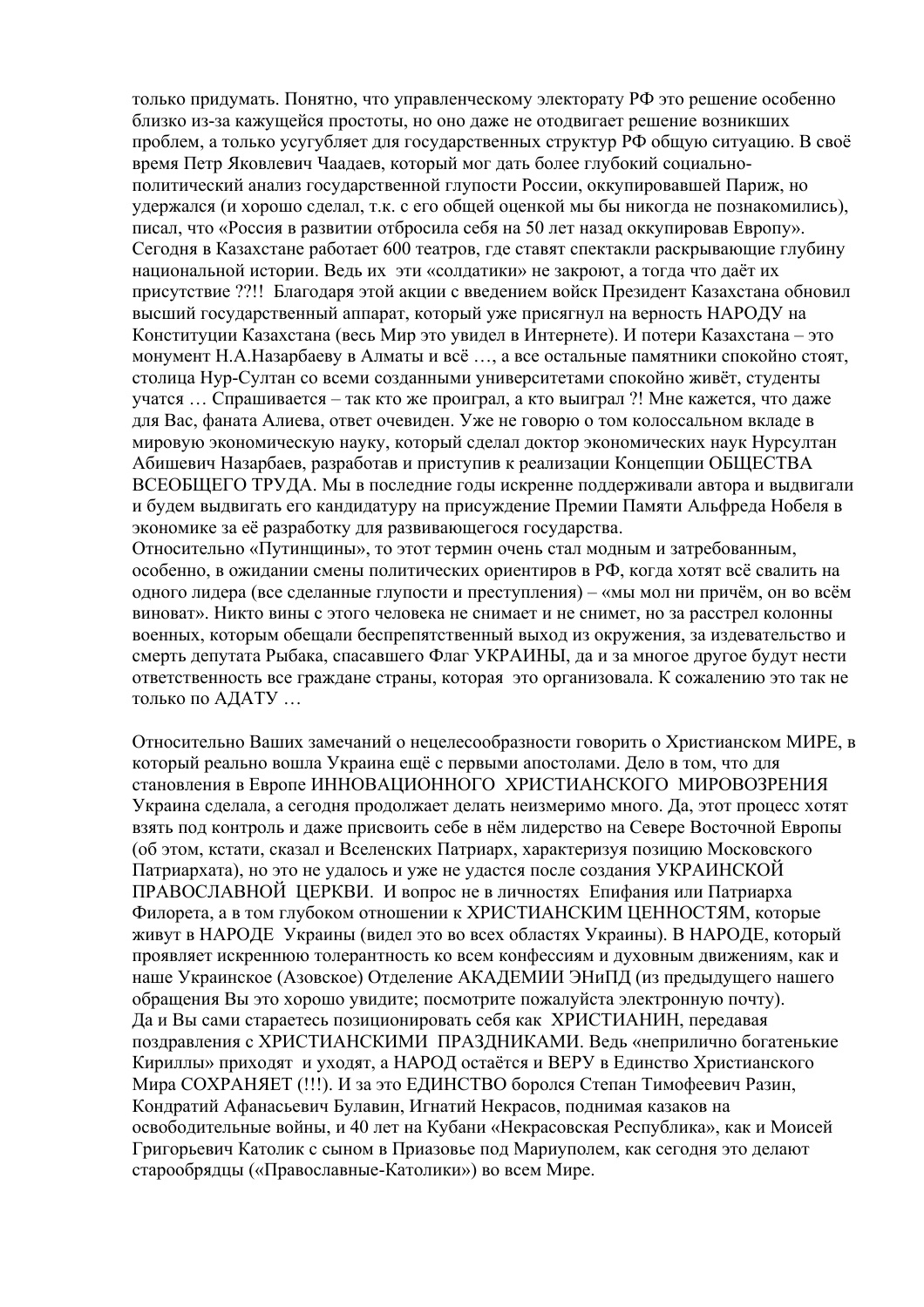только придумать. Понятно, что управленческому электорату РФ это решение особенно близко из-за кажущейся простоты, но оно даже не отодвигает решение возникших проблем, а только усугубляет для государственных структур РФ общую ситуацию. В своё время Петр Яковлевич Чаадаев, который мог дать более глубокий социально-политический анализ государственной глупости России, оккупировавшей Париж, но удержался (и хорошо сделал, т.к. с его общей оценкой мы бы никогда не познакомились), писал, что «Россия в развитии отбросила себя на 50 лет назад оккупировав Европу». Сегодня в Казахстане работает 600 театров, где ставят спектакли раскрывающие глубину национальной истории. Ведь их эти «солдатики» не закроют, а тогда что даёт их присутствие ??!! Благодаря этой акции с введением войск Президент Казахстана обновил высший государственный аппарат, который уже присягнул на верность НАРОДУ на Конституции Казахстана (весь Мир это увидел в Интернете). И потери Казахстана – это монумент Н.А.Назарбаеву в Алматы и всё …, а все остальные памятники спокойно стоят, столица Нур-Султан со всеми созданными университетами спокойно живёт, студенты учатся … Спрашивается – так кто же проиграл, а кто выиграл ?! Мне кажется, что даже для Вас, фаната Алиева, ответ очевиден. Уже не говорю о том колоссальном вкладе в мировую экономическую науку, который сделал доктор экономических наук Нурсултан Абишевич Назарбаев, разработав и приступив к реализации Концепции ОБЩЕСТВА ВСЕОБЩЕГО ТРУДА. Мы в последние годы искренне поддерживали автора и выдвигали и будем выдвигать его кандидатуру на присуждение Премии Памяти Альфреда Нобеля в экономике за её разработку для развивающегося государства.
Относительно «Путинщины», то этот термин очень стал модным и затребованным, особенно, в ожидании смены политических ориентиров в РФ, когда хотят всё свалить на одного лидера (все сделанные глупости и преступления) – «мы мол ни причём, он во всём виноват». Никто вины с этого человека не снимает и не снимет, но за расстрел колонны военных, которым обещали беспрепятственный выход из окружения, за издевательство и смерть депутата Рыбака, спасавшего Флаг УКРАИНЫ, да и за многое другое будут нести ответственность все граждане страны, которая это организовала. К сожалению это так не только по АДАТУ …

Относительно Ваших замечаний о нецелесообразности говорить о Христианском МИРЕ, в который реально вошла Украина ещё с первыми апостолами. Дело в том, что для становления в Европе ИННОВАЦИОННОГО ХРИСТИАНСКОГО МИРОВОЗРЕНИЯ Украина сделала, а сегодня продолжает делать неизмеримо много. Да, этот процесс хотят взять под контроль и даже присвоить себе в нём лидерство на Севере Восточной Европы (об этом, кстати, сказал и Вселенских Патриарх, характеризуя позицию Московского Патриархата), но это не удалось и уже не удастся после создания УКРАИНСКОЙ ПРАВОСЛАВНОЙ ЦЕРКВИ. И вопрос не в личностях Епифания или Патриарха Филорета, а в том глубоком отношении к ХРИСТИАНСКИМ ЦЕННОСТЯМ, которые живут в НАРОДЕ Украины (видел это во всех областях Украины). В НАРОДЕ, который проявляет искреннюю толерантность ко всем конфессиям и духовным движениям, как и наше Украинское (Азовское) Отделение АКАДЕМИИ ЭНиПД (из предыдущего нашего обращения Вы это хорошо увидите; посмотрите пожалуйста электронную почту).
Да и Вы сами стараетесь позиционировать себя как ХРИСТИАНИН, передавая поздравления с ХРИСТИАНСКИМИ ПРАЗДНИКАМИ. Ведь «неприлично богатенькие Кириллы» приходят и уходят, а НАРОД остаётся и ВЕРУ в Единство Христианского Мира СОХРАНЯЕТ (!!!). И за это ЕДИНСТВО боролся Степан Тимофеевич Разин, Кондратий Афанасьевич Булавин, Игнатий Некрасов, поднимая казаков на освободительные войны, и 40 лет на Кубани «Некрасовская Республика», как и Моисей Григорьевич Католик с сыном в Приазовье под Мариуполем, как сегодня это делают старообрядцы («Православные-Католики») во всем Мире.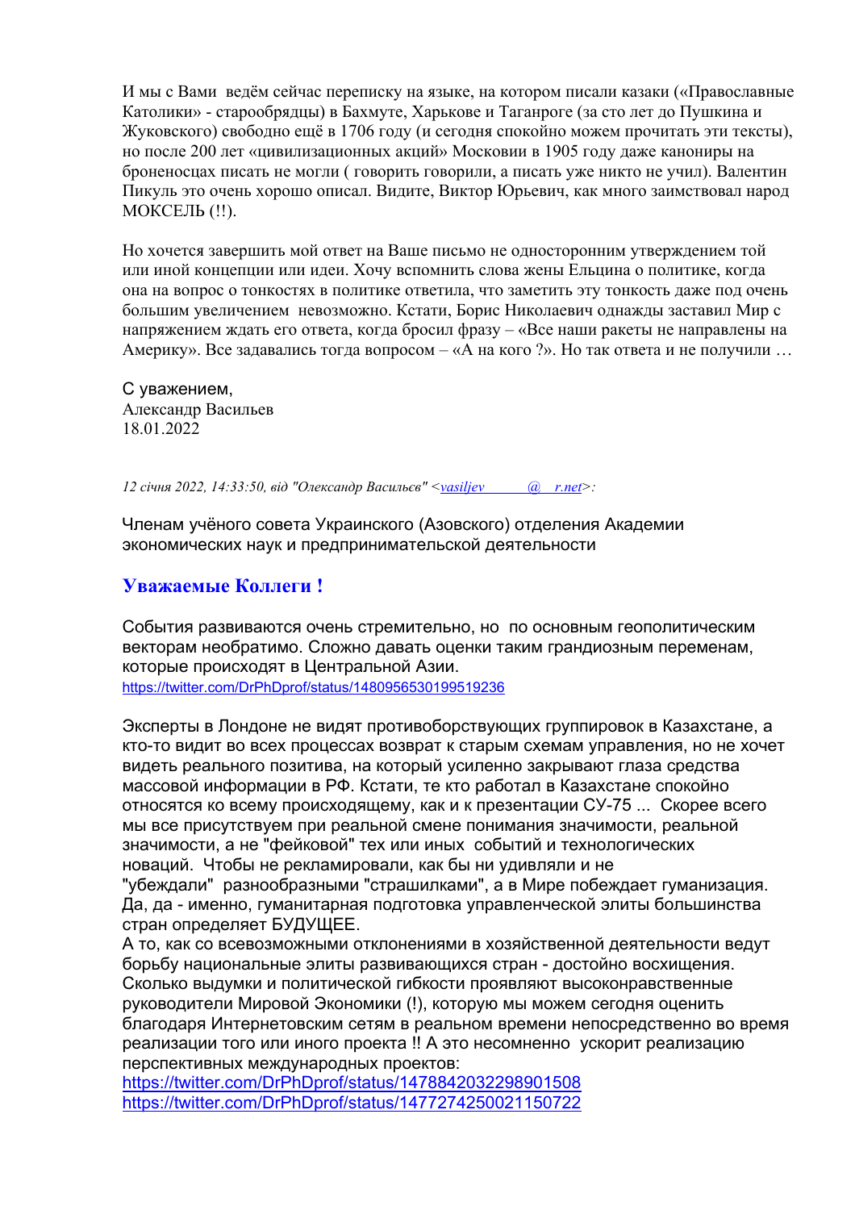И мы с Вами ведём сейчас переписку на языке, на котором писали казаки («Православные Католики» - старообрядцы) в Бахмуте, Харькове и Таганроге (за сто лет до Пушкина и Жуковского) свободно ещё в 1706 году (и сегодня спокойно можем прочитать эти тексты), но после 200 лет «цивилизационных акций» Московии в 1905 году даже канониры на броненосцах писать не могли ( говорить говорили, а писать уже никто не учил). Валентин Пикуль это очень хорошо описал. Видите, Виктор Юрьевич, как много заимствовал народ МОКСЕЛЬ (!!).

Но хочется завершить мой ответ на Ваше письмо не односторонним утверждением той или иной концепции или идеи. Хочу вспомнить слова жены Ельцина о политике, когда она на вопрос о тонкостях в политике ответила, что заметить эту тонкость даже под очень большим увеличением невозможно. Кстати, Борис Николаевич однажды заставил Мир с напряжением ждать его ответа, когда бросил фразу – «Все наши ракеты не направлены на Америку». Все задавались тогда вопросом – «А на кого ?». Но так ответа и не получили …

С уважением,
Александр Васильев
18.01.2022

*12 січня 2022, 14:33:50, від "Олександр Васильєв" <vasiljev @ r.net>:*

Членам учёного совета Украинского (Азовского) отделения Академии экономических наук и предпринимательской деятельности

**Уважаемые Коллеги !**

События развиваются очень стремительно, но по основным геополитическим векторам необратимо. Сложно давать оценки таким грандиозным переменам, которые происходят в Центральной Азии.
https://twitter.com/DrPhDprof/status/1480956530199519236

Эксперты в Лондоне не видят противоборствующих группировок в Казахстане, а кто-то видит во всех процессах возврат к старым схемам управления, но не хочет видеть реального позитива, на который усиленно закрывают глаза средства массовой информации в РФ. Кстати, те кто работал в Казахстане спокойно относятся ко всему происходящему, как и к презентации СУ-75 ... Скорее всего мы все присутствуем при реальной смене понимания значимости, реальной значимости, а не "фейковой" тех или иных событий и технологических новаций. Чтобы не рекламировали, как бы ни удивляли и не "убеждали" разнообразными "страшилками", а в Мире побеждает гуманизация. Да, да - именно, гуманитарная подготовка управленческой элиты большинства стран определяет БУДУЩЕЕ.
А то, как со всевозможными отклонениями в хозяйственной деятельности ведут борьбу национальные элиты развивающихся стран - достойно восхищения. Сколько выдумки и политической гибкости проявляют высоконравственные руководители Мировой Экономики (!), которую мы можем сегодня оценить благодаря Интернетовским сетям в реальном времени непосредственно во время реализации того или иного проекта !! А это несомненно ускорит реализацию перспективных международных проектов:
https://twitter.com/DrPhDprof/status/1478842032298901508
https://twitter.com/DrPhDprof/status/1477274250021150722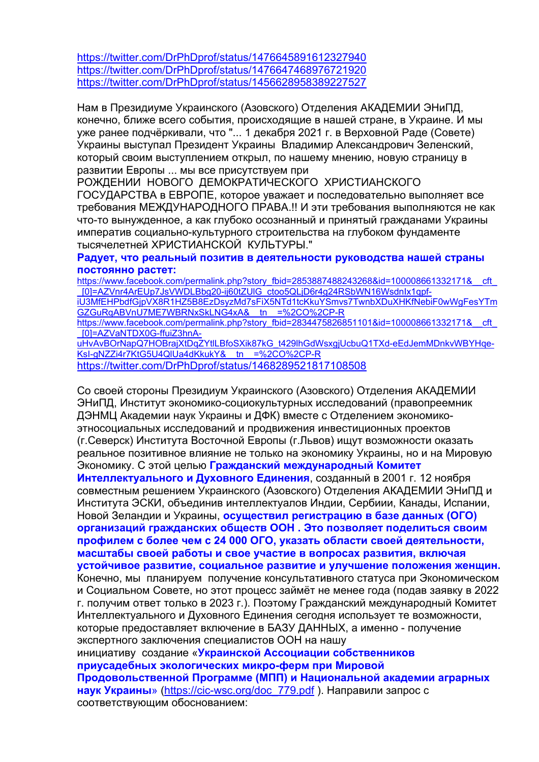https://twitter.com/DrPhDprof/status/1476645891612327940
https://twitter.com/DrPhDprof/status/1476647468976721920
https://twitter.com/DrPhDprof/status/1456628958389227527

Нам в Президиуме Украинского (Азовского) Отделения АКАДЕМИИ ЭНиПД, конечно, ближе всего события, происходящие в нашей стране, в Украине. И мы уже ранее подчёркивали, что "... 1 декабря 2021 г. в Верховной Раде (Совете) Украины выступал Президент Украины Владимир Александрович Зеленский, который своим выступлением открыл, по нашему мнению, новую страницу в развитии Европы ... мы все присутствуем при РОЖДЕНИИ НОВОГО ДЕМОКРАТИЧЕСКОГО ХРИСТИАНСКОГО ГОСУДАРСТВА в ЕВРОПЕ, которое уважает и последовательно выполняет все требования МЕЖДУНАРОДНОГО ПРАВА.!! И эти требования выполняются не как что-то вынужденное, а как глубоко осознанный и принятый гражданами Украины императив социально-культурного строительства на глубоком фундаменте тысячелетней ХРИСТИАНСКОЙ КУЛЬТУРЫ."

**Радует, что реальный позитив в деятельности руководства нашей страны постоянно растет:**

https://www.facebook.com/permalink.php?story_fbid=2853887488243268&id=100008661332171&__cft__[0]=AZVnr4ArEUp7JsVWDLBbg20-ij60tZUlG_ctoo5QLjD6r4g24RSbWN16WsdnIx1qpf-iU3MfEHPbdfGjpVX8R1HZ5B8EzDsyzMd7sFiX5NTd1tcKkuYSmvs7TwnbXDuXHKfNebiF0wWgFesYTmGZGuRqABVnU7ME7WBRNxSkLNG4xA&__tn__=%2CO%2CP-R
https://www.facebook.com/permalink.php?story_fbid=2834475826851101&id=100008661332171&__cft__[0]=AZVaNTDX0G-ffuiZ3hnA-uHvAvBOrNapQ7HOBrajXtDqZYtlLBfoSXik87kG_t429lhGdWsxgjUcbuQ1TXd-eEdJemMDnkvWBYHqe-KsI-gNZZi4r7KtG5U4QlUa4dKkukY&__tn__=%2CO%2CP-R
https://twitter.com/DrPhDprof/status/1468289521817108508

Со своей стороны Президиум Украинского (Азовского) Отделения АКАДЕМИИ ЭНиПД, Институт экономико-социокультурных исследований (правопреемник ДЭНМЦ Академии наук Украины и ДФК) вместе с Отделением экономико-этносоциальных исследований и продвижения инвестиционных проектов (г.Северск) Института Восточной Европы (г.Львов) ищут возможности оказать реальное позитивное влияние не только на экономику Украины, но и на Мировую Экономику. С этой целью **Гражданский международный Комитет Интеллектуального и Духовного Единения**, созданный в 2001 г. 12 ноября совместным решением Украинского (Азовского) Отделения АКАДЕМИИ ЭНиПД и Института ЭСКИ, объединив интеллектуалов Индии, Сербиии, Канады, Испании, Новой Зеландии и Украины, **осуществил регистрацию в базе данных (ОГО) организаций гражданских обществ ООН . Это позволяет поделиться своим профилем с более чем с 24 000 ОГО, указать области своей деятельности, масштабы своей работы и свое участие в вопросах развития, включая устойчивое развитие, социальное развитие и улучшение положения женщин.** Конечно, мы планируем получение консультативного статуса при Экономическом и Социальном Совете, но этот процесс займёт не менее года (подав заявку в 2022 г. получим ответ только в 2023 г.). Поэтому Гражданский международный Комитет Интеллектуального и Духовного Единения сегодня использует те возможности, которые предоставляет включение в БАЗУ ДАННЫХ, а именно - получение экспертного заключения специалистов ООН на нашу инициативу создание «**Украинской Ассоциации собственников приусадебных экологических микро-ферм при Мировой Продовольственной Программе (МПП) и Национальной академии аграрных наук Украины**» (https://cic-wsc.org/doc_779.pdf ). Направили запрос с соответствующим обоснованием: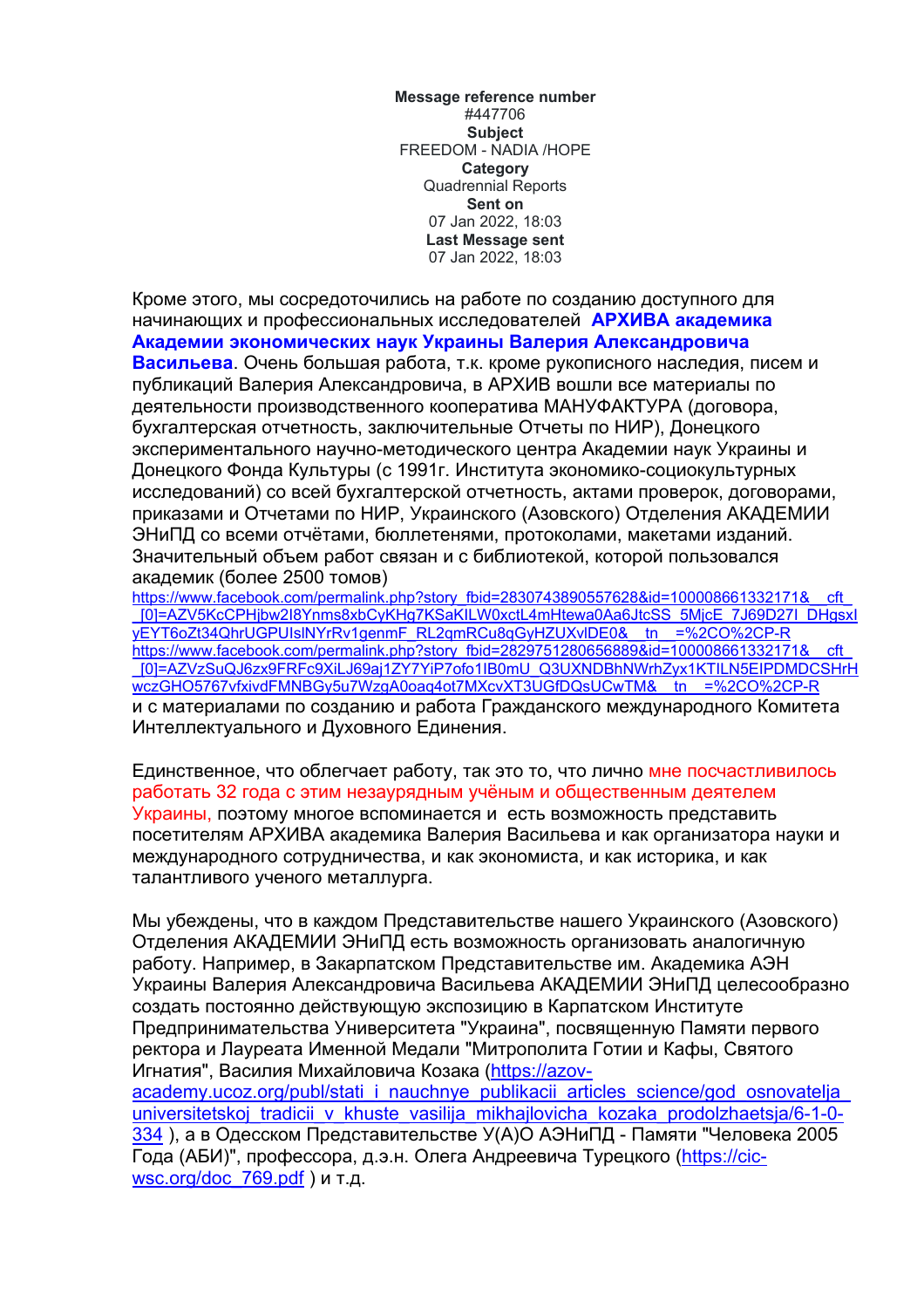**Message reference number**
#447706
**Subject**
FREEDOM - NADIA /HOPE
**Category**
Quadrennial Reports
**Sent on**
07 Jan 2022, 18:03
**Last Message sent**
07 Jan 2022, 18:03

Кроме этого, мы сосредоточились на работе по созданию доступного для начинающих и профессиональных исследователей **АРХИВА академика Академии экономических наук Украины Валерия Александровича Васильева**. Очень большая работа, т.к. кроме рукописного наследия, писем и публикаций Валерия Александровича, в АРХИВ вошли все материалы по деятельности производственного кооператива МАНУФАКТУРА (договора, бухгалтерская отчетность, заключительные Отчеты по НИР), Донецкого экспериментального научно-методического центра Академии наук Украины и Донецкого Фонда Культуры (с 1991г. Института экономико-социокультурных исследований) со всей бухгалтерской отчетность, актами проверок, договорами, приказами и Отчетами по НИР, Украинского (Азовского) Отделения АКАДЕМИИ ЭНиПД со всеми отчётами, бюллетенями, протоколами, макетами изданий. Значительный объем работ связан и с библиотекой, которой пользовался академик (более 2500 томов)
https://www.facebook.com/permalink.php?story_fbid=2830743890557628&id=100008661332171&__cft__[0]=AZV5KcCPHjbw2I8Ynms8xbCyKHg7KSaKILW0xctL4mHtewa0Aa6JtcSS_5MjcE_7J69D27I_DHgsxIyEYT6oZt34QhrUGPUIsINYrRv1genmF_RL2qmRCu8qGyHZUXvIDE0&__tn__=%2CO%2CP-R
https://www.facebook.com/permalink.php?story_fbid=2829751280656889&id=100008661332171&__cft__[0]=AZVzSuQJ6zx9FRFc9XiLJ69aj1ZY7YiP7ofo1IB0mU_Q3UXNDBhNWrhZyx1KTILN5EIPDMDCSHrHwczGHO5767vfxivdFMNBGy5u7WzgA0oaq4ot7MXcvXT3UGfDQsUCwTM&__tn__=%2CO%2CP-R
и с материалами по созданию и работа Гражданского международного Комитета Интеллектуального и Духовного Единения.

Единственное, что облегчает работу, так это то, что лично мне посчастливилось работать 32 года с этим незаурядным учёным и общественным деятелем Украины, поэтому многое вспоминается и есть возможность представить посетителям АРХИВА академика Валерия Васильева и как организатора науки и международного сотрудничества, и как экономиста, и как историка, и как талантливого ученого металлурга.

Мы убеждены, что в каждом Представительстве нашего Украинского (Азовского) Отделения АКАДЕМИИ ЭНиПД есть возможность организовать аналогичную работу. Например, в Закарпатском Представительстве им. Академика АЭН Украины Валерия Александровича Васильева АКАДЕМИИ ЭНиПД целесообразно создать постоянно действующую экспозицию в Карпатском Институте Предпринимательства Университета "Украина", посвященную Памяти первого ректора и Лауреата Именной Медали "Митрополита Готии и Кафы, Святого Игнатия", Василия Михайловича Козака (https://azov-academy.ucoz.org/publ/stati_i_nauchnye_publikacii_articles_science/god_osnovatelja_universitetskoj_tradicii_v_khuste_vasilija_mikhajlovicha_kozaka_prodolzhaetsja/6-1-0-334 ), а в Одесском Представительстве У(А)О АЭНиПД - Памяти "Человека 2005 Года (АБИ)", профессора, д.э.н. Олега Андреевича Турецкого (https://cic-wsc.org/doc_769.pdf ) и т.д.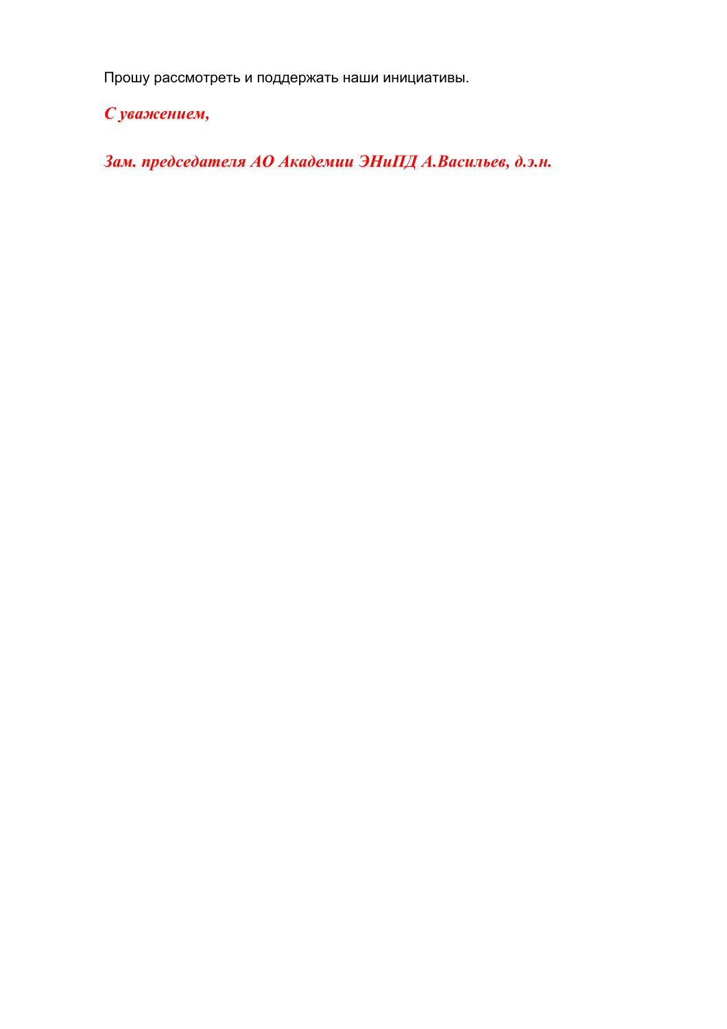Прошу рассмотреть и поддержать наши инициативы.

***С уважением,***

***Зам. председателя АО Академии ЭНиПД А.Васильев, д.э.н.***